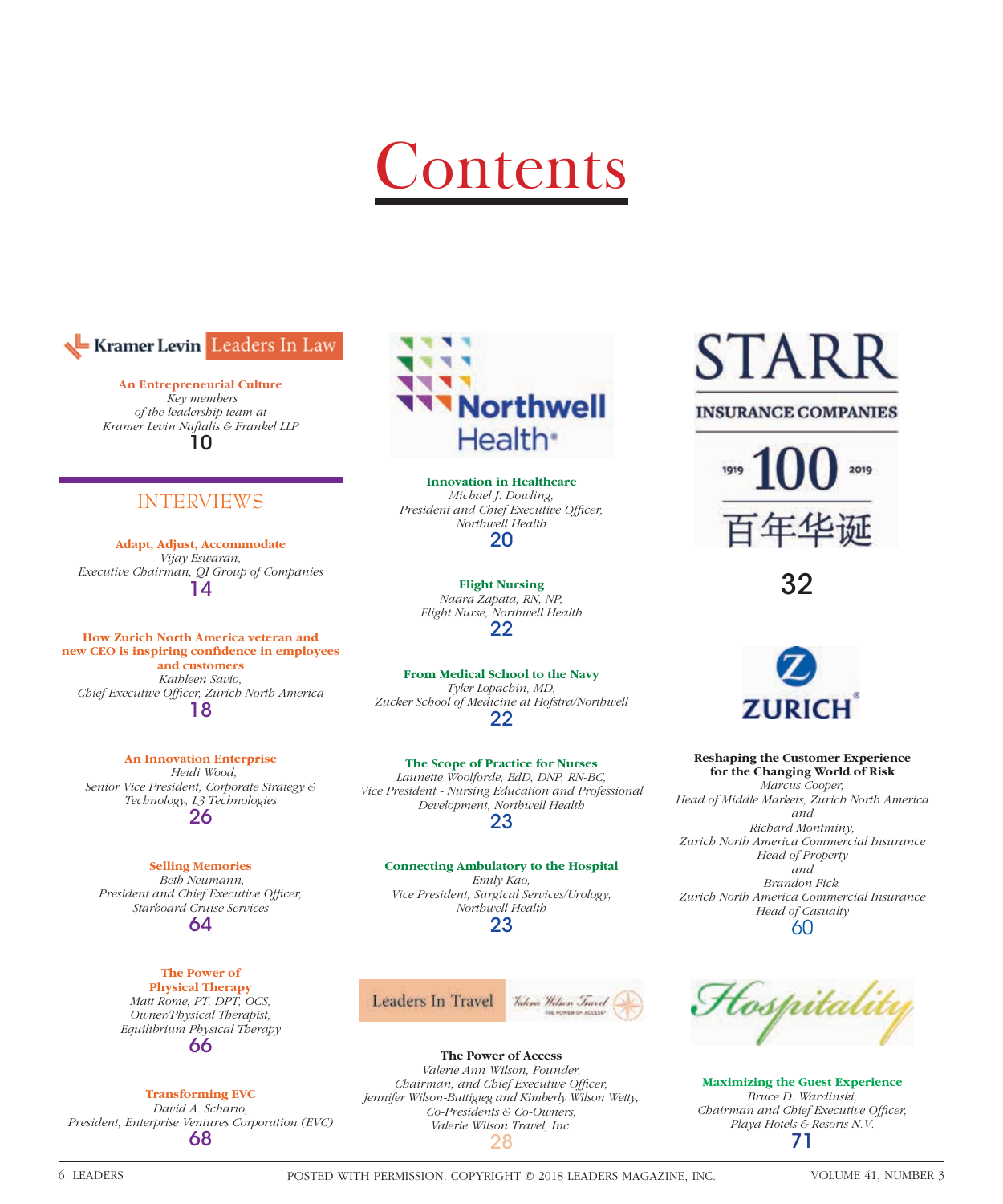# Contents

Kramer Levin Leaders In Law

**An Entrepreneurial Culture**
*Key members of the leadership team at Kramer Levin Naftalis & Frankel LLP*
10

## INTERVIEWS

**Adapt, Adjust, Accommodate**
*Vijay Eswaran, Executive Chairman, QI Group of Companies*
14

**How Zurich North America veteran and new CEO is inspiring confidence in employees and customers**
*Kathleen Savio, Chief Executive Officer, Zurich North America*
18

**An Innovation Enterprise**
*Heidi Wood, Senior Vice President, Corporate Strategy & Technology, L3 Technologies*
26

**Selling Memories**
*Beth Neumann, President and Chief Executive Officer, Starboard Cruise Services*
64

**The Power of Physical Therapy**
*Matt Rome, PT, DPT, OCS, Owner/Physical Therapist, Equilibrium Physical Therapy*
66

**Transforming EVC**
*David A. Schario, President, Enterprise Ventures Corporation (EVC)*
68

Northwell Health

**Innovation in Healthcare**
*Michael J. Dowling, President and Chief Executive Officer, Northwell Health*
20

**Flight Nursing**
*Naara Zapata, RN, NP, Flight Nurse, Northwell Health*
22

**From Medical School to the Navy**
*Tyler Lopachin, MD, Zucker School of Medicine at Hofstra/Northwell*
22

**The Scope of Practice for Nurses**
*Launette Woolforde, EdD, DNP, RN-BC, Vice President - Nursing Education and Professional Development, Northwell Health*
23

**Connecting Ambulatory to the Hospital**
*Emily Kao, Vice President, Surgical Services/Urology, Northwell Health*
23

Leaders In Travel — Valerie Wilson Travel

**The Power of Access**
*Valerie Ann Wilson, Founder, Chairman, and Chief Executive Officer; Jennifer Wilson-Buttigieg and Kimberly Wilson Wetty, Co-Presidents & Co-Owners, Valerie Wilson Travel, Inc.*
28

STARR INSURANCE COMPANIES 1919 100 2019 百年华诞
32

ZURICH

**Reshaping the Customer Experience for the Changing World of Risk**
*Marcus Cooper, Head of Middle Markets, Zurich North America and Richard Montminy, Zurich North America Commercial Insurance Head of Property and Brandon Fick, Zurich North America Commercial Insurance Head of Casualty*
60

Hospitality

**Maximizing the Guest Experience**
*Bruce D. Wardinski, Chairman and Chief Executive Officer, Playa Hotels & Resorts N.V.*
71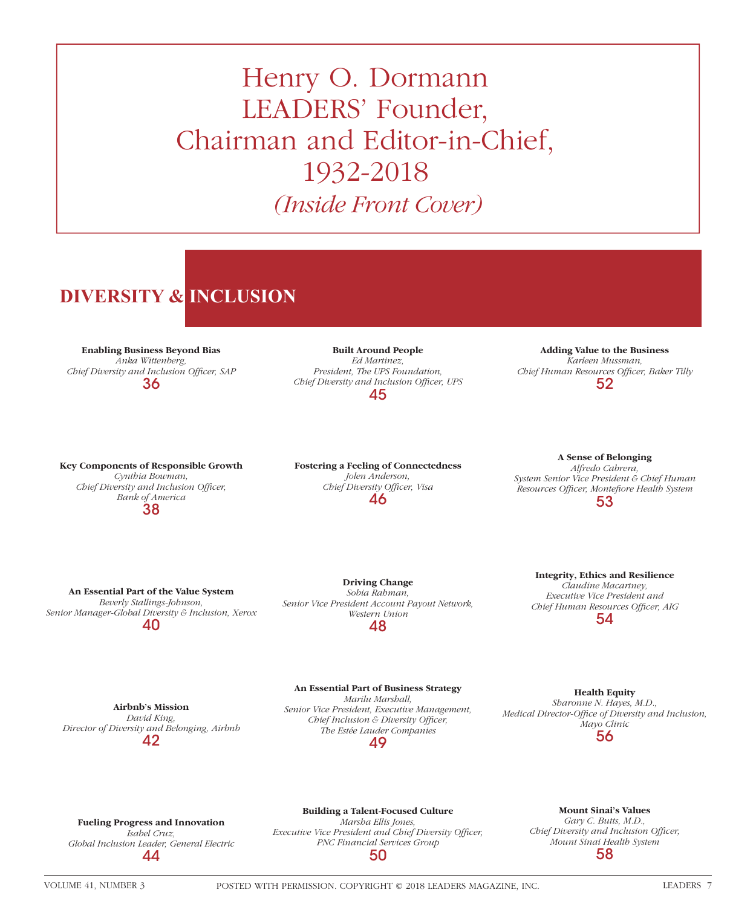Henry O. Dormann
LEADERS' Founder,
Chairman and Editor-in-Chief,
1932-2018
*(Inside Front Cover)*

## DIVERSITY & INCLUSION

**Enabling Business Beyond Bias**
*Anka Wittenberg,*
*Chief Diversity and Inclusion Officer, SAP*
36

**Key Components of Responsible Growth**
*Cynthia Bowman,*
*Chief Diversity and Inclusion Officer,*
*Bank of America*
38

**An Essential Part of the Value System**
*Beverly Stallings-Johnson,*
*Senior Manager-Global Diversity & Inclusion, Xerox*
40

**Airbnb's Mission**
*David King,*
*Director of Diversity and Belonging, Airbnb*
42

**Fueling Progress and Innovation**
*Isabel Cruz,*
*Global Inclusion Leader, General Electric*
44

**Built Around People**
*Ed Martinez,*
*President, The UPS Foundation,*
*Chief Diversity and Inclusion Officer, UPS*
45

**Fostering a Feeling of Connectedness**
*Jolen Anderson,*
*Chief Diversity Officer, Visa*
46

**Driving Change**
*Sobia Rahman,*
*Senior Vice President Account Payout Network,*
*Western Union*
48

**An Essential Part of Business Strategy**
*Marilu Marshall,*
*Senior Vice President, Executive Management,*
*Chief Inclusion & Diversity Officer,*
*The Estée Lauder Companies*
49

**Building a Talent-Focused Culture**
*Marsha Ellis Jones,*
*Executive Vice President and Chief Diversity Officer,*
*PNC Financial Services Group*
50

**Adding Value to the Business**
*Karleen Mussman,*
*Chief Human Resources Officer, Baker Tilly*
52

**A Sense of Belonging**
*Alfredo Cabrera,*
*System Senior Vice President & Chief Human Resources Officer, Montefiore Health System*
53

**Integrity, Ethics and Resilience**
*Claudine Macartney,*
*Executive Vice President and*
*Chief Human Resources Officer, AIG*
54

**Health Equity**
*Sharonne N. Hayes, M.D.,*
*Medical Director-Office of Diversity and Inclusion,*
*Mayo Clinic*
56

**Mount Sinai's Values**
*Gary C. Butts, M.D.,*
*Chief Diversity and Inclusion Officer,*
*Mount Sinai Health System*
58

POSTED WITH PERMISSION. COPYRIGHT © 2018 LEADERS MAGAZINE, INC.